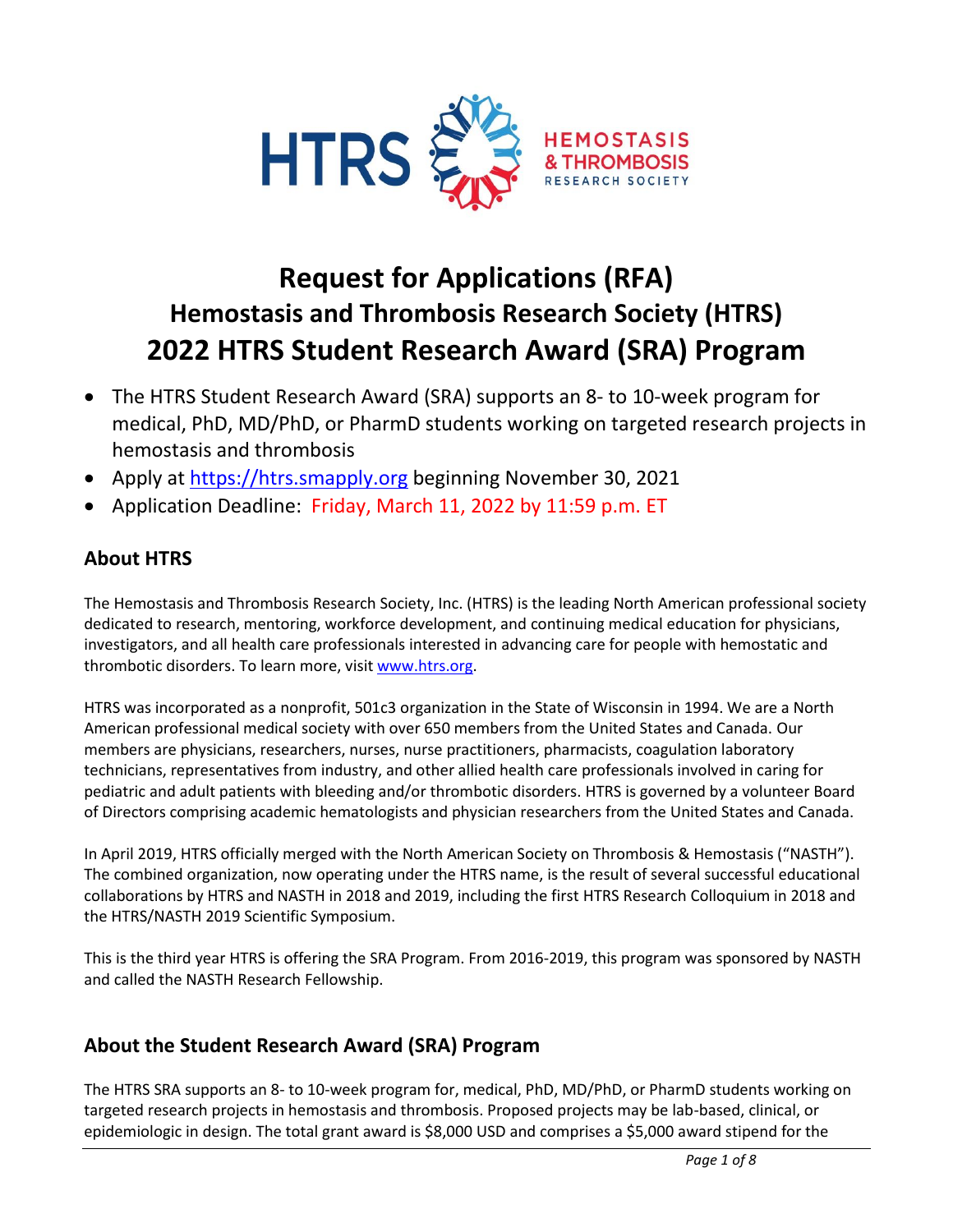HTRS HEMOSTASIS & THROMBOSIS RESEARCH SOCIETY

# Request for Applications (RFA)
## Hemostasis and Thrombosis Research Society (HTRS)
# 2022 HTRS Student Research Award (SRA) Program

- The HTRS Student Research Award (SRA) supports an 8- to 10-week program for medical, PhD, MD/PhD, or PharmD students working on targeted research projects in hemostasis and thrombosis
- Apply at https://htrs.smapply.org beginning November 30, 2021
- Application Deadline: Friday, March 11, 2022 by 11:59 p.m. ET

## About HTRS

The Hemostasis and Thrombosis Research Society, Inc. (HTRS) is the leading North American professional society dedicated to research, mentoring, workforce development, and continuing medical education for physicians, investigators, and all health care professionals interested in advancing care for people with hemostatic and thrombotic disorders. To learn more, visit www.htrs.org.

HTRS was incorporated as a nonprofit, 501c3 organization in the State of Wisconsin in 1994. We are a North American professional medical society with over 650 members from the United States and Canada. Our members are physicians, researchers, nurses, nurse practitioners, pharmacists, coagulation laboratory technicians, representatives from industry, and other allied health care professionals involved in caring for pediatric and adult patients with bleeding and/or thrombotic disorders. HTRS is governed by a volunteer Board of Directors comprising academic hematologists and physician researchers from the United States and Canada.

In April 2019, HTRS officially merged with the North American Society on Thrombosis & Hemostasis ("NASTH"). The combined organization, now operating under the HTRS name, is the result of several successful educational collaborations by HTRS and NASTH in 2018 and 2019, including the first HTRS Research Colloquium in 2018 and the HTRS/NASTH 2019 Scientific Symposium.

This is the third year HTRS is offering the SRA Program. From 2016-2019, this program was sponsored by NASTH and called the NASTH Research Fellowship.

## About the Student Research Award (SRA) Program

The HTRS SRA supports an 8- to 10-week program for, medical, PhD, MD/PhD, or PharmD students working on targeted research projects in hemostasis and thrombosis. Proposed projects may be lab-based, clinical, or epidemiologic in design. The total grant award is $8,000 USD and comprises a $5,000 award stipend for the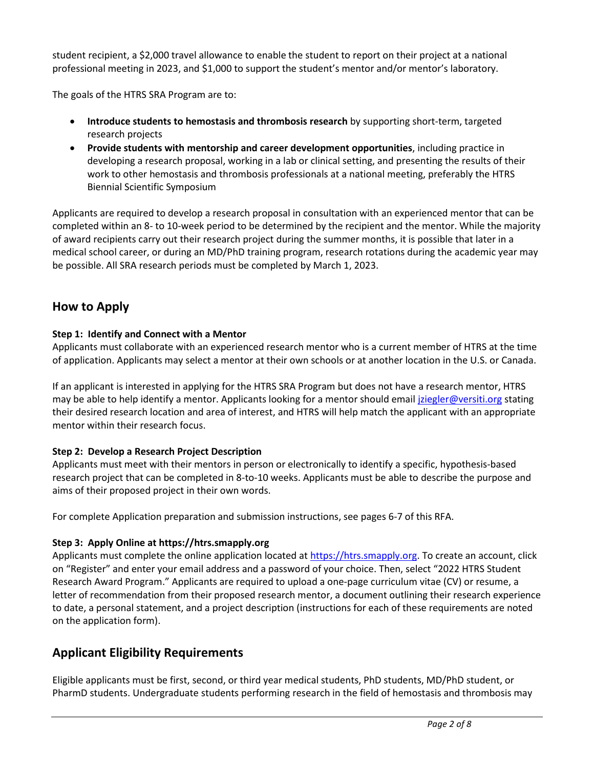student recipient, a $2,000 travel allowance to enable the student to report on their project at a national professional meeting in 2023, and $1,000 to support the student's mentor and/or mentor's laboratory.

The goals of the HTRS SRA Program are to:

- **Introduce students to hemostasis and thrombosis research** by supporting short-term, targeted research projects
- **Provide students with mentorship and career development opportunities**, including practice in developing a research proposal, working in a lab or clinical setting, and presenting the results of their work to other hemostasis and thrombosis professionals at a national meeting, preferably the HTRS Biennial Scientific Symposium

Applicants are required to develop a research proposal in consultation with an experienced mentor that can be completed within an 8- to 10-week period to be determined by the recipient and the mentor. While the majority of award recipients carry out their research project during the summer months, it is possible that later in a medical school career, or during an MD/PhD training program, research rotations during the academic year may be possible. All SRA research periods must be completed by March 1, 2023.

## How to Apply

**Step 1: Identify and Connect with a Mentor**

Applicants must collaborate with an experienced research mentor who is a current member of HTRS at the time of application. Applicants may select a mentor at their own schools or at another location in the U.S. or Canada.

If an applicant is interested in applying for the HTRS SRA Program but does not have a research mentor, HTRS may be able to help identify a mentor. Applicants looking for a mentor should email jziegler@versiti.org stating their desired research location and area of interest, and HTRS will help match the applicant with an appropriate mentor within their research focus.

**Step 2: Develop a Research Project Description**

Applicants must meet with their mentors in person or electronically to identify a specific, hypothesis-based research project that can be completed in 8-to-10 weeks. Applicants must be able to describe the purpose and aims of their proposed project in their own words.

For complete Application preparation and submission instructions, see pages 6-7 of this RFA.

**Step 3: Apply Online at https://htrs.smapply.org**

Applicants must complete the online application located at https://htrs.smapply.org. To create an account, click on "Register" and enter your email address and a password of your choice. Then, select "2022 HTRS Student Research Award Program." Applicants are required to upload a one-page curriculum vitae (CV) or resume, a letter of recommendation from their proposed research mentor, a document outlining their research experience to date, a personal statement, and a project description (instructions for each of these requirements are noted on the application form).

## Applicant Eligibility Requirements

Eligible applicants must be first, second, or third year medical students, PhD students, MD/PhD student, or PharmD students. Undergraduate students performing research in the field of hemostasis and thrombosis may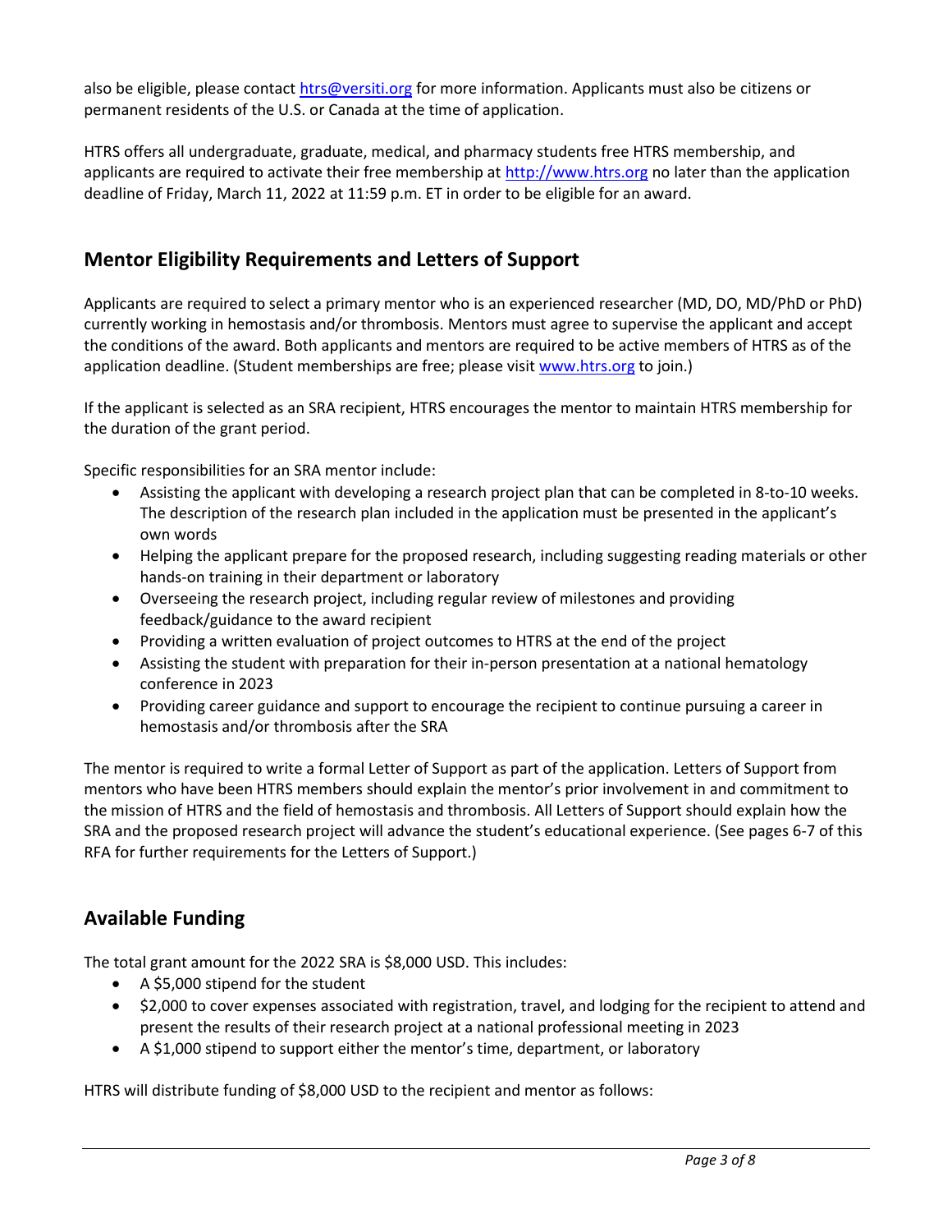also be eligible, please contact htrs@versiti.org for more information. Applicants must also be citizens or permanent residents of the U.S. or Canada at the time of application.

HTRS offers all undergraduate, graduate, medical, and pharmacy students free HTRS membership, and applicants are required to activate their free membership at http://www.htrs.org no later than the application deadline of Friday, March 11, 2022 at 11:59 p.m. ET in order to be eligible for an award.

## Mentor Eligibility Requirements and Letters of Support

Applicants are required to select a primary mentor who is an experienced researcher (MD, DO, MD/PhD or PhD) currently working in hemostasis and/or thrombosis. Mentors must agree to supervise the applicant and accept the conditions of the award. Both applicants and mentors are required to be active members of HTRS as of the application deadline. (Student memberships are free; please visit www.htrs.org to join.)

If the applicant is selected as an SRA recipient, HTRS encourages the mentor to maintain HTRS membership for the duration of the grant period.

Specific responsibilities for an SRA mentor include:

- Assisting the applicant with developing a research project plan that can be completed in 8-to-10 weeks. The description of the research plan included in the application must be presented in the applicant's own words
- Helping the applicant prepare for the proposed research, including suggesting reading materials or other hands-on training in their department or laboratory
- Overseeing the research project, including regular review of milestones and providing feedback/guidance to the award recipient
- Providing a written evaluation of project outcomes to HTRS at the end of the project
- Assisting the student with preparation for their in-person presentation at a national hematology conference in 2023
- Providing career guidance and support to encourage the recipient to continue pursuing a career in hemostasis and/or thrombosis after the SRA

The mentor is required to write a formal Letter of Support as part of the application. Letters of Support from mentors who have been HTRS members should explain the mentor's prior involvement in and commitment to the mission of HTRS and the field of hemostasis and thrombosis. All Letters of Support should explain how the SRA and the proposed research project will advance the student's educational experience. (See pages 6-7 of this RFA for further requirements for the Letters of Support.)

## Available Funding

The total grant amount for the 2022 SRA is $8,000 USD. This includes:

- A $5,000 stipend for the student
- $2,000 to cover expenses associated with registration, travel, and lodging for the recipient to attend and present the results of their research project at a national professional meeting in 2023
- A $1,000 stipend to support either the mentor's time, department, or laboratory

HTRS will distribute funding of $8,000 USD to the recipient and mentor as follows: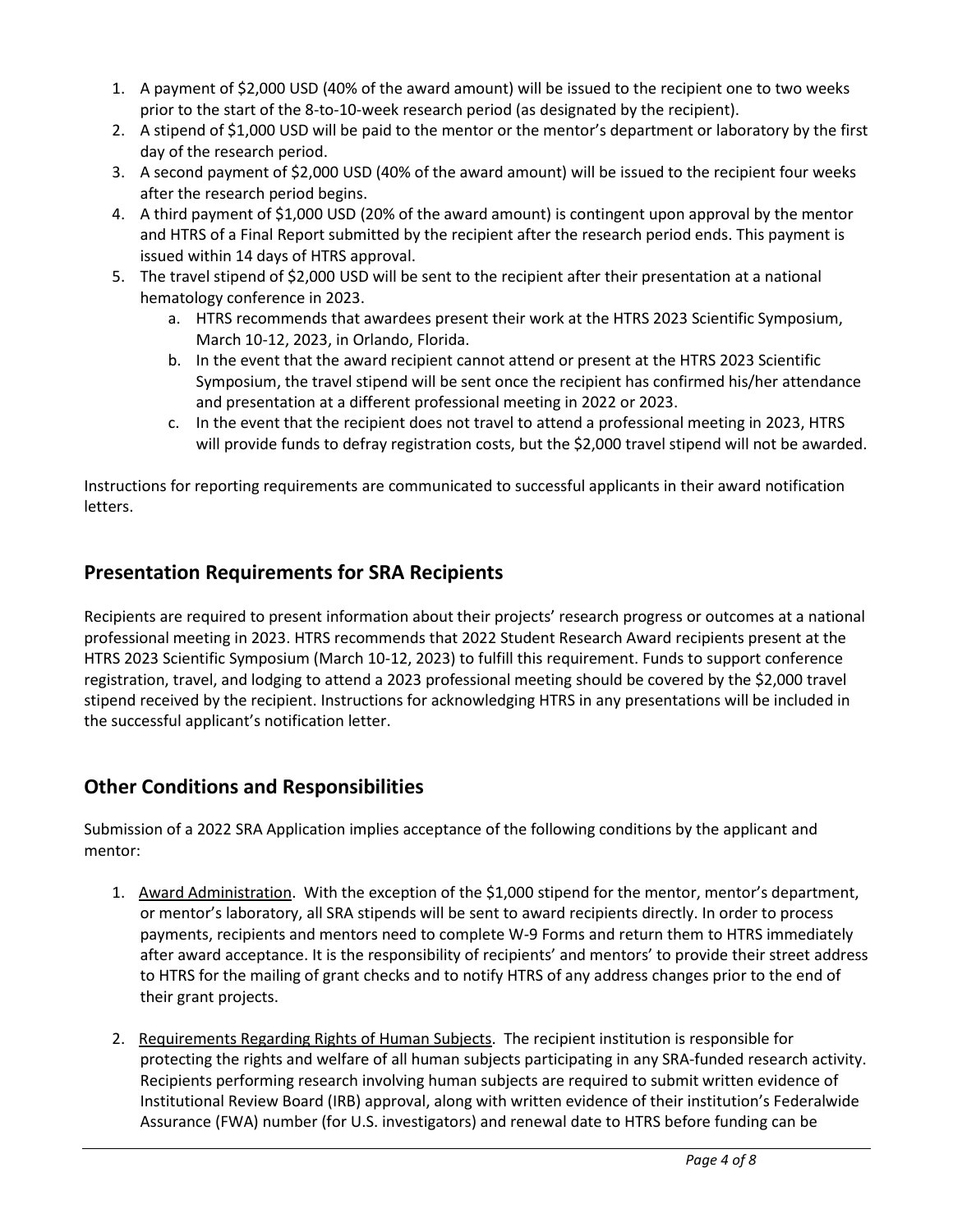1. A payment of $2,000 USD (40% of the award amount) will be issued to the recipient one to two weeks prior to the start of the 8-to-10-week research period (as designated by the recipient).
2. A stipend of $1,000 USD will be paid to the mentor or the mentor's department or laboratory by the first day of the research period.
3. A second payment of $2,000 USD (40% of the award amount) will be issued to the recipient four weeks after the research period begins.
4. A third payment of $1,000 USD (20% of the award amount) is contingent upon approval by the mentor and HTRS of a Final Report submitted by the recipient after the research period ends. This payment is issued within 14 days of HTRS approval.
5. The travel stipend of $2,000 USD will be sent to the recipient after their presentation at a national hematology conference in 2023.
    a. HTRS recommends that awardees present their work at the HTRS 2023 Scientific Symposium, March 10-12, 2023, in Orlando, Florida.
    b. In the event that the award recipient cannot attend or present at the HTRS 2023 Scientific Symposium, the travel stipend will be sent once the recipient has confirmed his/her attendance and presentation at a different professional meeting in 2022 or 2023.
    c. In the event that the recipient does not travel to attend a professional meeting in 2023, HTRS will provide funds to defray registration costs, but the $2,000 travel stipend will not be awarded.

Instructions for reporting requirements are communicated to successful applicants in their award notification letters.

## Presentation Requirements for SRA Recipients

Recipients are required to present information about their projects' research progress or outcomes at a national professional meeting in 2023. HTRS recommends that 2022 Student Research Award recipients present at the HTRS 2023 Scientific Symposium (March 10-12, 2023) to fulfill this requirement. Funds to support conference registration, travel, and lodging to attend a 2023 professional meeting should be covered by the $2,000 travel stipend received by the recipient. Instructions for acknowledging HTRS in any presentations will be included in the successful applicant's notification letter.

## Other Conditions and Responsibilities

Submission of a 2022 SRA Application implies acceptance of the following conditions by the applicant and mentor:

1. <u>Award Administration</u>. With the exception of the $1,000 stipend for the mentor, mentor's department, or mentor's laboratory, all SRA stipends will be sent to award recipients directly. In order to process payments, recipients and mentors need to complete W-9 Forms and return them to HTRS immediately after award acceptance. It is the responsibility of recipients' and mentors' to provide their street address to HTRS for the mailing of grant checks and to notify HTRS of any address changes prior to the end of their grant projects.

2. <u>Requirements Regarding Rights of Human Subjects</u>. The recipient institution is responsible for protecting the rights and welfare of all human subjects participating in any SRA-funded research activity. Recipients performing research involving human subjects are required to submit written evidence of Institutional Review Board (IRB) approval, along with written evidence of their institution's Federalwide Assurance (FWA) number (for U.S. investigators) and renewal date to HTRS before funding can be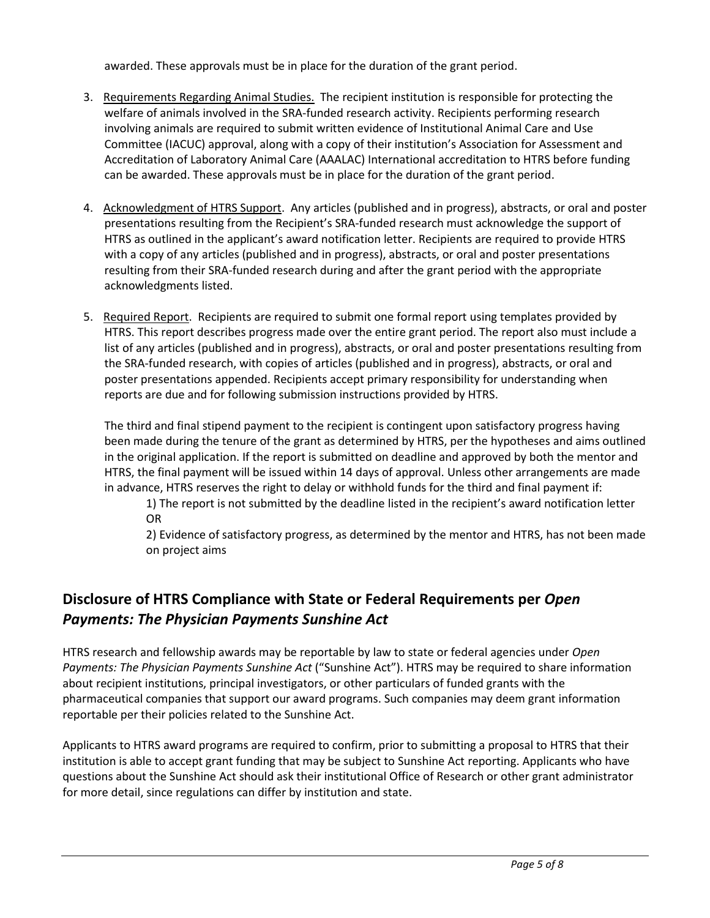awarded. These approvals must be in place for the duration of the grant period.

3. Requirements Regarding Animal Studies. The recipient institution is responsible for protecting the welfare of animals involved in the SRA-funded research activity. Recipients performing research involving animals are required to submit written evidence of Institutional Animal Care and Use Committee (IACUC) approval, along with a copy of their institution's Association for Assessment and Accreditation of Laboratory Animal Care (AAALAC) International accreditation to HTRS before funding can be awarded. These approvals must be in place for the duration of the grant period.

4. Acknowledgment of HTRS Support. Any articles (published and in progress), abstracts, or oral and poster presentations resulting from the Recipient's SRA-funded research must acknowledge the support of HTRS as outlined in the applicant's award notification letter. Recipients are required to provide HTRS with a copy of any articles (published and in progress), abstracts, or oral and poster presentations resulting from their SRA-funded research during and after the grant period with the appropriate acknowledgments listed.

5. Required Report. Recipients are required to submit one formal report using templates provided by HTRS. This report describes progress made over the entire grant period. The report also must include a list of any articles (published and in progress), abstracts, or oral and poster presentations resulting from the SRA-funded research, with copies of articles (published and in progress), abstracts, or oral and poster presentations appended. Recipients accept primary responsibility for understanding when reports are due and for following submission instructions provided by HTRS.

   The third and final stipend payment to the recipient is contingent upon satisfactory progress having been made during the tenure of the grant as determined by HTRS, per the hypotheses and aims outlined in the original application. If the report is submitted on deadline and approved by both the mentor and HTRS, the final payment will be issued within 14 days of approval. Unless other arrangements are made in advance, HTRS reserves the right to delay or withhold funds for the third and final payment if:

   1) The report is not submitted by the deadline listed in the recipient's award notification letter OR

   2) Evidence of satisfactory progress, as determined by the mentor and HTRS, has not been made on project aims

## Disclosure of HTRS Compliance with State or Federal Requirements per *Open Payments: The Physician Payments Sunshine Act*

HTRS research and fellowship awards may be reportable by law to state or federal agencies under *Open Payments: The Physician Payments Sunshine Act* ("Sunshine Act"). HTRS may be required to share information about recipient institutions, principal investigators, or other particulars of funded grants with the pharmaceutical companies that support our award programs. Such companies may deem grant information reportable per their policies related to the Sunshine Act.

Applicants to HTRS award programs are required to confirm, prior to submitting a proposal to HTRS that their institution is able to accept grant funding that may be subject to Sunshine Act reporting. Applicants who have questions about the Sunshine Act should ask their institutional Office of Research or other grant administrator for more detail, since regulations can differ by institution and state.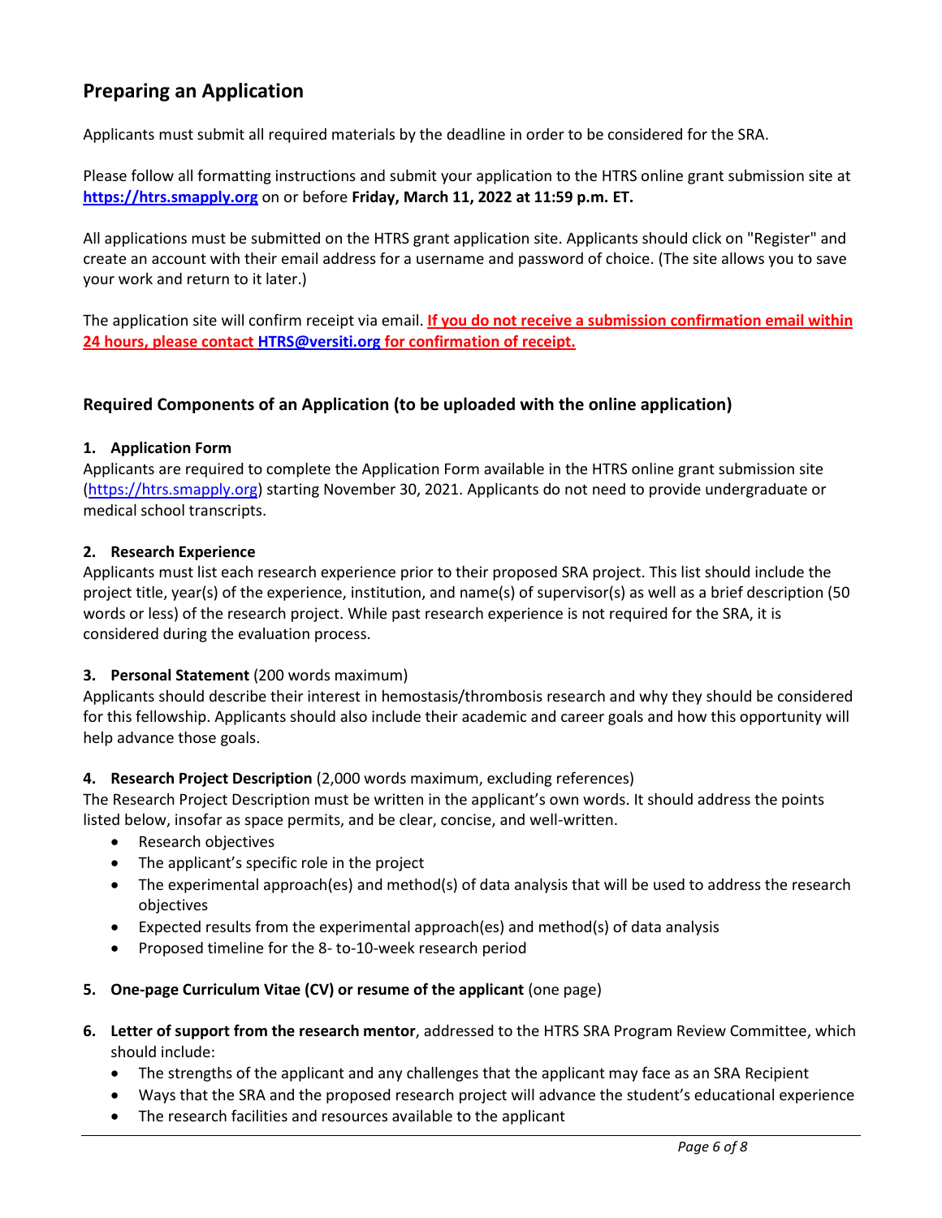## Preparing an Application

Applicants must submit all required materials by the deadline in order to be considered for the SRA.

Please follow all formatting instructions and submit your application to the HTRS online grant submission site at **https://htrs.smapply.org** on or before **Friday, March 11, 2022 at 11:59 p.m. ET.**

All applications must be submitted on the HTRS grant application site. Applicants should click on "Register" and create an account with their email address for a username and password of choice. (The site allows you to save your work and return to it later.)

The application site will confirm receipt via email. **If you do not receive a submission confirmation email within 24 hours, please contact HTRS@versiti.org for confirmation of receipt.**

### Required Components of an Application (to be uploaded with the online application)

**1. Application Form**

Applicants are required to complete the Application Form available in the HTRS online grant submission site (https://htrs.smapply.org) starting November 30, 2021. Applicants do not need to provide undergraduate or medical school transcripts.

**2. Research Experience**

Applicants must list each research experience prior to their proposed SRA project. This list should include the project title, year(s) of the experience, institution, and name(s) of supervisor(s) as well as a brief description (50 words or less) of the research project. While past research experience is not required for the SRA, it is considered during the evaluation process.

**3. Personal Statement** (200 words maximum)

Applicants should describe their interest in hemostasis/thrombosis research and why they should be considered for this fellowship. Applicants should also include their academic and career goals and how this opportunity will help advance those goals.

**4. Research Project Description** (2,000 words maximum, excluding references)

The Research Project Description must be written in the applicant's own words. It should address the points listed below, insofar as space permits, and be clear, concise, and well-written.

- Research objectives
- The applicant's specific role in the project
- The experimental approach(es) and method(s) of data analysis that will be used to address the research objectives
- Expected results from the experimental approach(es) and method(s) of data analysis
- Proposed timeline for the 8- to-10-week research period

**5. One-page Curriculum Vitae (CV) or resume of the applicant** (one page)

**6. Letter of support from the research mentor**, addressed to the HTRS SRA Program Review Committee, which should include:

- The strengths of the applicant and any challenges that the applicant may face as an SRA Recipient
- Ways that the SRA and the proposed research project will advance the student's educational experience
- The research facilities and resources available to the applicant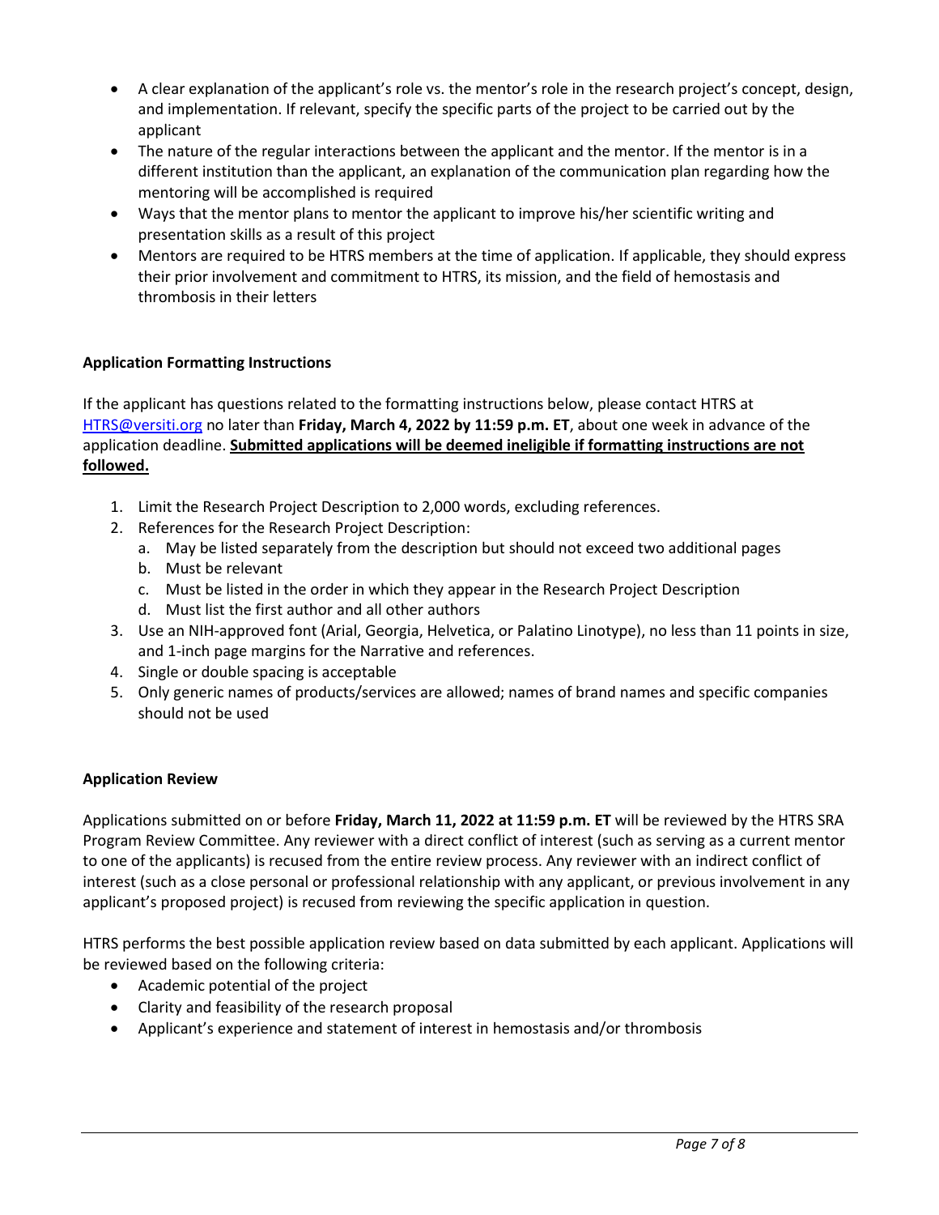- A clear explanation of the applicant's role vs. the mentor's role in the research project's concept, design, and implementation. If relevant, specify the specific parts of the project to be carried out by the applicant
- The nature of the regular interactions between the applicant and the mentor. If the mentor is in a different institution than the applicant, an explanation of the communication plan regarding how the mentoring will be accomplished is required
- Ways that the mentor plans to mentor the applicant to improve his/her scientific writing and presentation skills as a result of this project
- Mentors are required to be HTRS members at the time of application. If applicable, they should express their prior involvement and commitment to HTRS, its mission, and the field of hemostasis and thrombosis in their letters

**Application Formatting Instructions**

If the applicant has questions related to the formatting instructions below, please contact HTRS at [HTRS@versiti.org](mailto:HTRS@versiti.org) no later than **Friday, March 4, 2022 by 11:59 p.m. ET**, about one week in advance of the application deadline. **<u>Submitted applications will be deemed ineligible if formatting instructions are not followed.</u>**

1. Limit the Research Project Description to 2,000 words, excluding references.
2. References for the Research Project Description:
   a. May be listed separately from the description but should not exceed two additional pages
   b. Must be relevant
   c. Must be listed in the order in which they appear in the Research Project Description
   d. Must list the first author and all other authors
3. Use an NIH-approved font (Arial, Georgia, Helvetica, or Palatino Linotype), no less than 11 points in size, and 1-inch page margins for the Narrative and references.
4. Single or double spacing is acceptable
5. Only generic names of products/services are allowed; names of brand names and specific companies should not be used

**Application Review**

Applications submitted on or before **Friday, March 11, 2022 at 11:59 p.m. ET** will be reviewed by the HTRS SRA Program Review Committee. Any reviewer with a direct conflict of interest (such as serving as a current mentor to one of the applicants) is recused from the entire review process. Any reviewer with an indirect conflict of interest (such as a close personal or professional relationship with any applicant, or previous involvement in any applicant's proposed project) is recused from reviewing the specific application in question.

HTRS performs the best possible application review based on data submitted by each applicant. Applications will be reviewed based on the following criteria:

- Academic potential of the project
- Clarity and feasibility of the research proposal
- Applicant's experience and statement of interest in hemostasis and/or thrombosis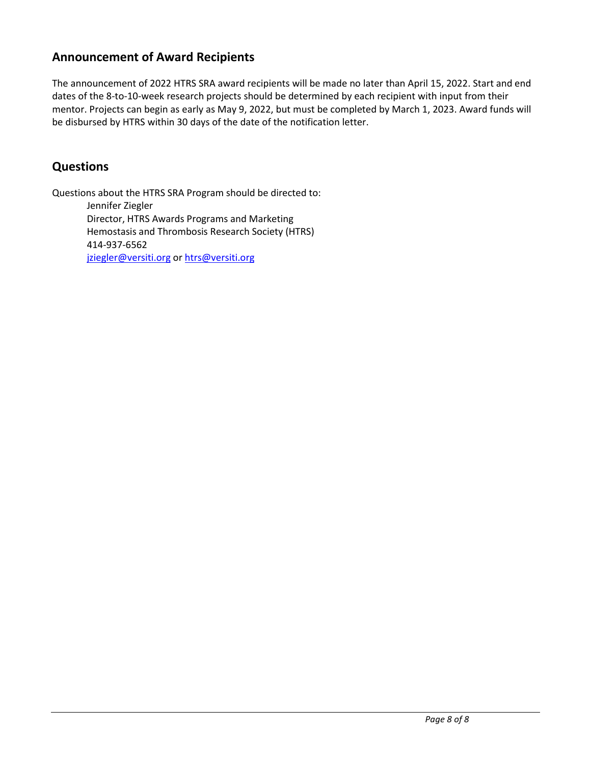## Announcement of Award Recipients

The announcement of 2022 HTRS SRA award recipients will be made no later than April 15, 2022. Start and end dates of the 8-to-10-week research projects should be determined by each recipient with input from their mentor. Projects can begin as early as May 9, 2022, but must be completed by March 1, 2023. Award funds will be disbursed by HTRS within 30 days of the date of the notification letter.

## Questions

Questions about the HTRS SRA Program should be directed to:

Jennifer Ziegler
Director, HTRS Awards Programs and Marketing
Hemostasis and Thrombosis Research Society (HTRS)
414-937-6562
jziegler@versiti.org or htrs@versiti.org